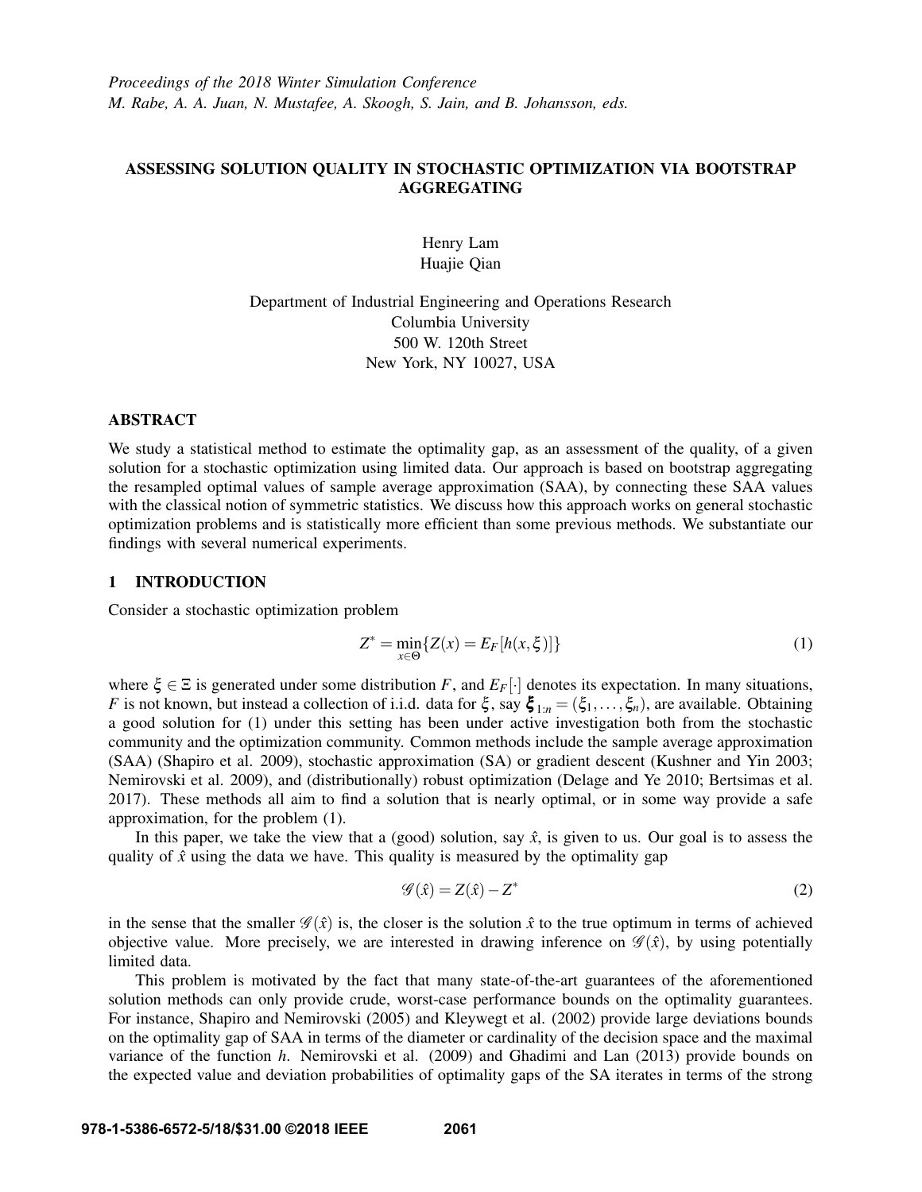*Proceedings of the 2018 Winter Simulation Conference*
*M. Rabe, A. A. Juan, N. Mustafee, A. Skoogh, S. Jain, and B. Johansson, eds.*

# ASSESSING SOLUTION QUALITY IN STOCHASTIC OPTIMIZATION VIA BOOTSTRAP AGGREGATING

Henry Lam
Huajie Qian

Department of Industrial Engineering and Operations Research
Columbia University
500 W. 120th Street
New York, NY 10027, USA

## ABSTRACT

We study a statistical method to estimate the optimality gap, as an assessment of the quality, of a given solution for a stochastic optimization using limited data. Our approach is based on bootstrap aggregating the resampled optimal values of sample average approximation (SAA), by connecting these SAA values with the classical notion of symmetric statistics. We discuss how this approach works on general stochastic optimization problems and is statistically more efficient than some previous methods. We substantiate our findings with several numerical experiments.

## 1 INTRODUCTION

Consider a stochastic optimization problem

$$Z^* = \min_{x \in \Theta} \{Z(x) = E_F[h(x, \xi)]\} \tag{1}$$

where $\xi \in \Xi$ is generated under some distribution $F$, and $E_F[\cdot]$ denotes its expectation. In many situations, $F$ is not known, but instead a collection of i.i.d. data for $\xi$, say $\boldsymbol{\xi}_{1:n} = (\xi_1, \ldots, \xi_n)$, are available. Obtaining a good solution for (1) under this setting has been under active investigation both from the stochastic community and the optimization community. Common methods include the sample average approximation (SAA) (Shapiro et al. 2009), stochastic approximation (SA) or gradient descent (Kushner and Yin 2003; Nemirovski et al. 2009), and (distributionally) robust optimization (Delage and Ye 2010; Bertsimas et al. 2017). These methods all aim to find a solution that is nearly optimal, or in some way provide a safe approximation, for the problem (1).

In this paper, we take the view that a (good) solution, say $\hat{x}$, is given to us. Our goal is to assess the quality of $\hat{x}$ using the data we have. This quality is measured by the optimality gap

$$\mathscr{G}(\hat{x}) = Z(\hat{x}) - Z^* \tag{2}$$

in the sense that the smaller $\mathscr{G}(\hat{x})$ is, the closer is the solution $\hat{x}$ to the true optimum in terms of achieved objective value. More precisely, we are interested in drawing inference on $\mathscr{G}(\hat{x})$, by using potentially limited data.

This problem is motivated by the fact that many state-of-the-art guarantees of the aforementioned solution methods can only provide crude, worst-case performance bounds on the optimality guarantees. For instance, Shapiro and Nemirovski (2005) and Kleywegt et al. (2002) provide large deviations bounds on the optimality gap of SAA in terms of the diameter or cardinality of the decision space and the maximal variance of the function $h$. Nemirovski et al. (2009) and Ghadimi and Lan (2013) provide bounds on the expected value and deviation probabilities of optimality gaps of the SA iterates in terms of the strong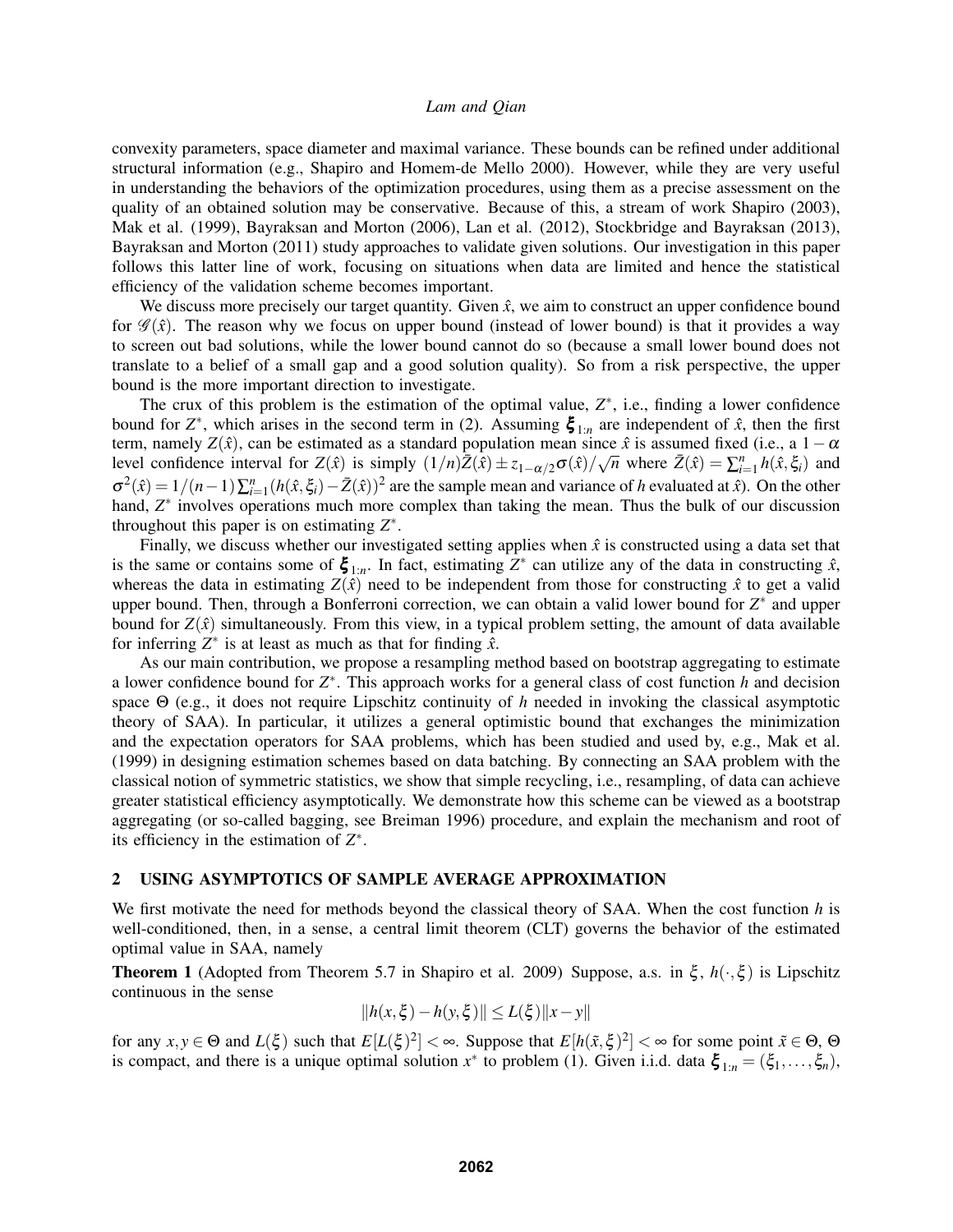convexity parameters, space diameter and maximal variance. These bounds can be refined under additional structural information (e.g., Shapiro and Homem-de Mello 2000). However, while they are very useful in understanding the behaviors of the optimization procedures, using them as a precise assessment on the quality of an obtained solution may be conservative. Because of this, a stream of work Shapiro (2003), Mak et al. (1999), Bayraksan and Morton (2006), Lan et al. (2012), Stockbridge and Bayraksan (2013), Bayraksan and Morton (2011) study approaches to validate given solutions. Our investigation in this paper follows this latter line of work, focusing on situations when data are limited and hence the statistical efficiency of the validation scheme becomes important.

We discuss more precisely our target quantity. Given $\hat{x}$, we aim to construct an upper confidence bound for $\mathscr{G}(\hat{x})$. The reason why we focus on upper bound (instead of lower bound) is that it provides a way to screen out bad solutions, while the lower bound cannot do so (because a small lower bound does not translate to a belief of a small gap and a good solution quality). So from a risk perspective, the upper bound is the more important direction to investigate.

The crux of this problem is the estimation of the optimal value, $Z^*$, i.e., finding a lower confidence bound for $Z^*$, which arises in the second term in (2). Assuming $\boldsymbol{\xi}_{1:n}$ are independent of $\hat{x}$, then the first term, namely $Z(\hat{x})$, can be estimated as a standard population mean since $\hat{x}$ is assumed fixed (i.e., a $1-\alpha$ level confidence interval for $Z(\hat{x})$ is simply $(1/n)\bar{Z}(\hat{x}) \pm z_{1-\alpha/2}\sigma(\hat{x})/\sqrt{n}$ where $\bar{Z}(\hat{x}) = \sum_{i=1}^n h(\hat{x},\xi_i)$ and $\sigma^2(\hat{x}) = 1/(n-1)\sum_{i=1}^n (h(\hat{x},\xi_i) - \bar{Z}(\hat{x}))^2$ are the sample mean and variance of $h$ evaluated at $\hat{x}$). On the other hand, $Z^*$ involves operations much more complex than taking the mean. Thus the bulk of our discussion throughout this paper is on estimating $Z^*$.

Finally, we discuss whether our investigated setting applies when $\hat{x}$ is constructed using a data set that is the same or contains some of $\boldsymbol{\xi}_{1:n}$. In fact, estimating $Z^*$ can utilize any of the data in constructing $\hat{x}$, whereas the data in estimating $Z(\hat{x})$ need to be independent from those for constructing $\hat{x}$ to get a valid upper bound. Then, through a Bonferroni correction, we can obtain a valid lower bound for $Z^*$ and upper bound for $Z(\hat{x})$ simultaneously. From this view, in a typical problem setting, the amount of data available for inferring $Z^*$ is at least as much as that for finding $\hat{x}$.

As our main contribution, we propose a resampling method based on bootstrap aggregating to estimate a lower confidence bound for $Z^*$. This approach works for a general class of cost function $h$ and decision space $\Theta$ (e.g., it does not require Lipschitz continuity of $h$ needed in invoking the classical asymptotic theory of SAA). In particular, it utilizes a general optimistic bound that exchanges the minimization and the expectation operators for SAA problems, which has been studied and used by, e.g., Mak et al. (1999) in designing estimation schemes based on data batching. By connecting an SAA problem with the classical notion of symmetric statistics, we show that simple recycling, i.e., resampling, of data can achieve greater statistical efficiency asymptotically. We demonstrate how this scheme can be viewed as a bootstrap aggregating (or so-called bagging, see Breiman 1996) procedure, and explain the mechanism and root of its efficiency in the estimation of $Z^*$.

## 2 USING ASYMPTOTICS OF SAMPLE AVERAGE APPROXIMATION

We first motivate the need for methods beyond the classical theory of SAA. When the cost function $h$ is well-conditioned, then, in a sense, a central limit theorem (CLT) governs the behavior of the estimated optimal value in SAA, namely

**Theorem 1** (Adopted from Theorem 5.7 in Shapiro et al. 2009) Suppose, a.s. in $\xi$, $h(\cdot,\xi)$ is Lipschitz continuous in the sense

$$\|h(x,\xi) - h(y,\xi)\| \le L(\xi)\|x - y\|$$

for any $x, y \in \Theta$ and $L(\xi)$ such that $E[L(\xi)^2] < \infty$. Suppose that $E[h(\tilde{x},\xi)^2] < \infty$ for some point $\tilde{x} \in \Theta$, $\Theta$ is compact, and there is a unique optimal solution $x^*$ to problem (1). Given i.i.d. data $\boldsymbol{\xi}_{1:n} = (\xi_1,\ldots,\xi_n)$,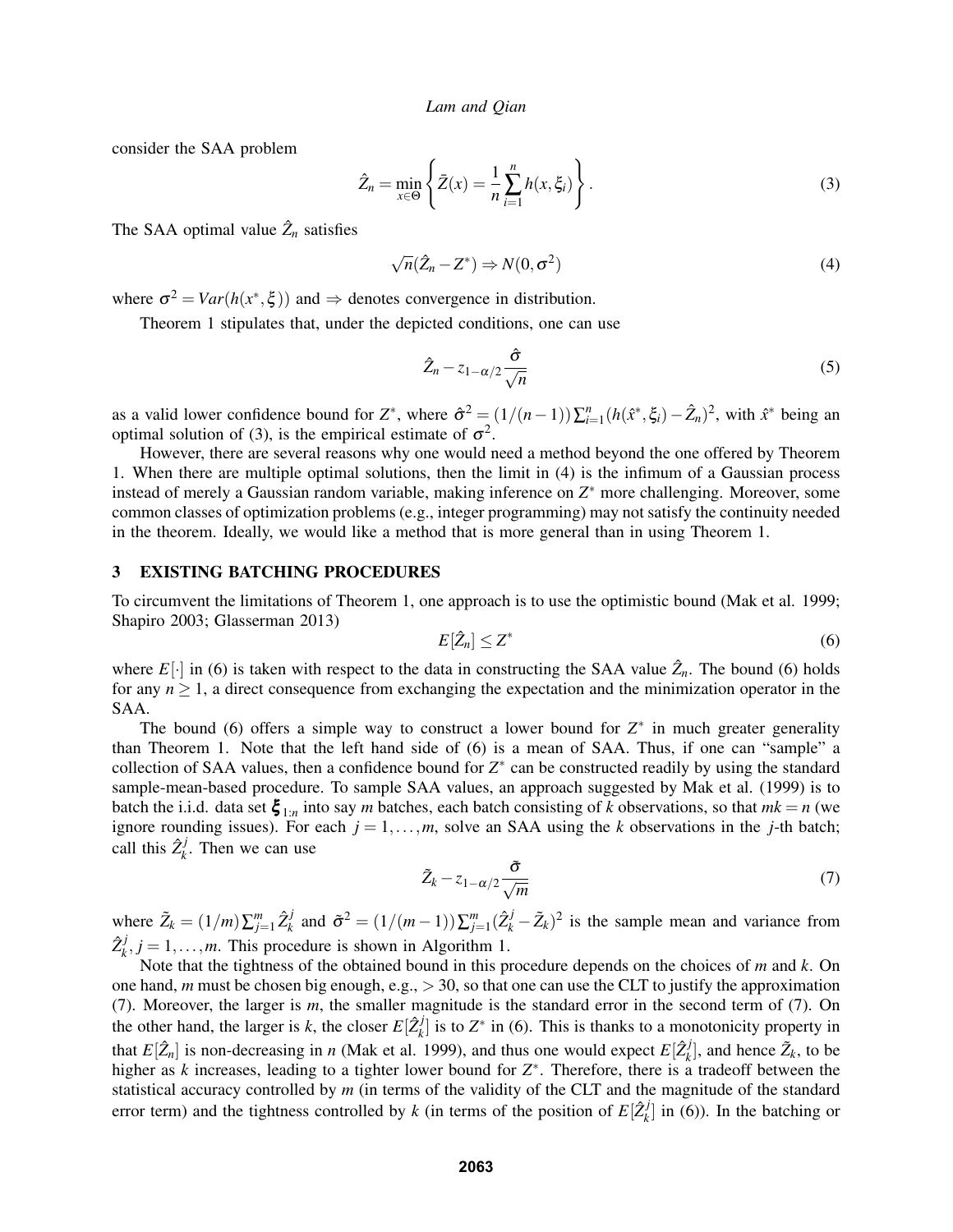consider the SAA problem

$$\hat{Z}_n = \min_{x \in \Theta} \left\{ \bar{Z}(x) = \frac{1}{n} \sum_{i=1}^{n} h(x, \xi_i) \right\}. \tag{3}$$

The SAA optimal value $\hat{Z}_n$ satisfies

$$\sqrt{n}(\hat{Z}_n - Z^*) \Rightarrow N(0, \sigma^2) \tag{4}$$

where $\sigma^2 = Var(h(x^*, \xi))$ and $\Rightarrow$ denotes convergence in distribution.

Theorem 1 stipulates that, under the depicted conditions, one can use

$$\hat{Z}_n - z_{1-\alpha/2} \frac{\hat{\sigma}}{\sqrt{n}} \tag{5}$$

as a valid lower confidence bound for $Z^*$, where $\hat{\sigma}^2 = (1/(n-1)) \sum_{i=1}^{n} (h(\hat{x}^*, \xi_i) - \hat{Z}_n)^2$, with $\hat{x}^*$ being an optimal solution of (3), is the empirical estimate of $\sigma^2$.

However, there are several reasons why one would need a method beyond the one offered by Theorem 1. When there are multiple optimal solutions, then the limit in (4) is the infimum of a Gaussian process instead of merely a Gaussian random variable, making inference on $Z^*$ more challenging. Moreover, some common classes of optimization problems (e.g., integer programming) may not satisfy the continuity needed in the theorem. Ideally, we would like a method that is more general than in using Theorem 1.

## 3 EXISTING BATCHING PROCEDURES

To circumvent the limitations of Theorem 1, one approach is to use the optimistic bound (Mak et al. 1999; Shapiro 2003; Glasserman 2013)

$$E[\hat{Z}_n] \le Z^* \tag{6}$$

where $E[\cdot]$ in (6) is taken with respect to the data in constructing the SAA value $\hat{Z}_n$. The bound (6) holds for any $n \ge 1$, a direct consequence from exchanging the expectation and the minimization operator in the SAA.

The bound (6) offers a simple way to construct a lower bound for $Z^*$ in much greater generality than Theorem 1. Note that the left hand side of (6) is a mean of SAA. Thus, if one can "sample" a collection of SAA values, then a confidence bound for $Z^*$ can be constructed readily by using the standard sample-mean-based procedure. To sample SAA values, an approach suggested by Mak et al. (1999) is to batch the i.i.d. data set $\boldsymbol{\xi}_{1:n}$ into say $m$ batches, each batch consisting of $k$ observations, so that $mk = n$ (we ignore rounding issues). For each $j = 1, \ldots, m$, solve an SAA using the $k$ observations in the $j$-th batch; call this $\hat{Z}_k^j$. Then we can use

$$\tilde{Z}_k - z_{1-\alpha/2} \frac{\tilde{\sigma}}{\sqrt{m}} \tag{7}$$

where $\tilde{Z}_k = (1/m) \sum_{j=1}^{m} \hat{Z}_k^j$ and $\tilde{\sigma}^2 = (1/(m-1)) \sum_{j=1}^{m} (\hat{Z}_k^j - \tilde{Z}_k)^2$ is the sample mean and variance from $\hat{Z}_k^j, j = 1, \ldots, m$. This procedure is shown in Algorithm 1.

Note that the tightness of the obtained bound in this procedure depends on the choices of $m$ and $k$. On one hand, $m$ must be chosen big enough, e.g., $> 30$, so that one can use the CLT to justify the approximation (7). Moreover, the larger is $m$, the smaller magnitude is the standard error in the second term of (7). On the other hand, the larger is $k$, the closer $E[\hat{Z}_k^j]$ is to $Z^*$ in (6). This is thanks to a monotonicity property in that $E[\hat{Z}_n]$ is non-decreasing in $n$ (Mak et al. 1999), and thus one would expect $E[\hat{Z}_k^j]$, and hence $\tilde{Z}_k$, to be higher as $k$ increases, leading to a tighter lower bound for $Z^*$. Therefore, there is a tradeoff between the statistical accuracy controlled by $m$ (in terms of the validity of the CLT and the magnitude of the standard error term) and the tightness controlled by $k$ (in terms of the position of $E[\hat{Z}_k^j]$ in (6)). In the batching or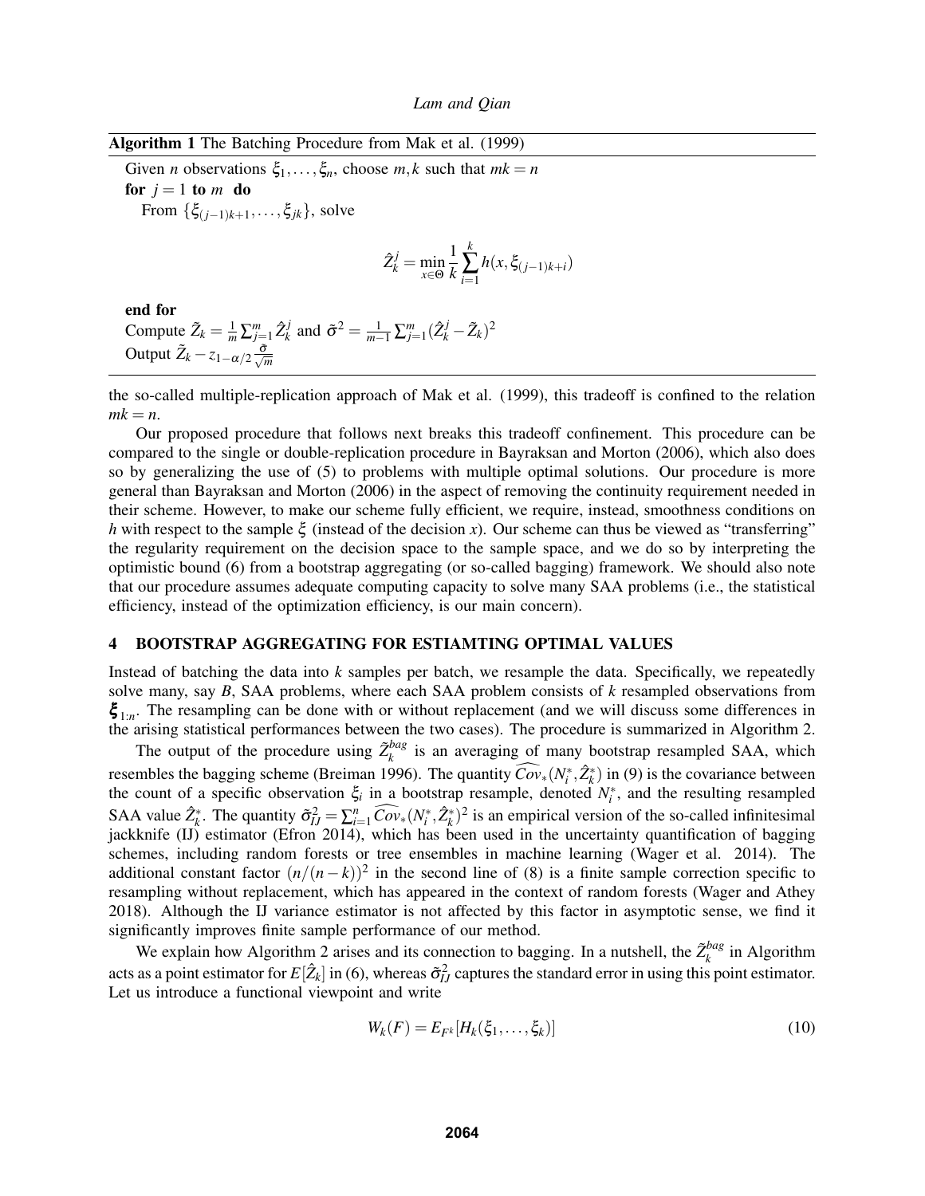**Algorithm 1** The Batching Procedure from Mak et al. (1999)

Given $n$ observations $\xi_1,\ldots,\xi_n$, choose $m,k$ such that $mk = n$

**for** $j = 1$ **to** $m$ **do**

From $\{\xi_{(j-1)k+1},\ldots,\xi_{jk}\}$, solve

$$\hat{Z}_k^j = \min_{x\in\Theta} \frac{1}{k}\sum_{i=1}^{k} h(x,\xi_{(j-1)k+i})$$

**end for**

Compute $\tilde{Z}_k = \frac{1}{m}\sum_{j=1}^{m}\hat{Z}_k^j$ and $\tilde{\sigma}^2 = \frac{1}{m-1}\sum_{j=1}^{m}(\hat{Z}_k^j - \tilde{Z}_k)^2$

Output $\tilde{Z}_k - z_{1-\alpha/2}\frac{\tilde{\sigma}}{\sqrt{m}}$

the so-called multiple-replication approach of Mak et al. (1999), this tradeoff is confined to the relation $mk = n$.

Our proposed procedure that follows next breaks this tradeoff confinement. This procedure can be compared to the single or double-replication procedure in Bayraksan and Morton (2006), which also does so by generalizing the use of (5) to problems with multiple optimal solutions. Our procedure is more general than Bayraksan and Morton (2006) in the aspect of removing the continuity requirement needed in their scheme. However, to make our scheme fully efficient, we require, instead, smoothness conditions on $h$ with respect to the sample $\xi$ (instead of the decision $x$). Our scheme can thus be viewed as "transferring" the regularity requirement on the decision space to the sample space, and we do so by interpreting the optimistic bound (6) from a bootstrap aggregating (or so-called bagging) framework. We should also note that our procedure assumes adequate computing capacity to solve many SAA problems (i.e., the statistical efficiency, instead of the optimization efficiency, is our main concern).

## 4 BOOTSTRAP AGGREGATING FOR ESTIAMTING OPTIMAL VALUES

Instead of batching the data into $k$ samples per batch, we resample the data. Specifically, we repeatedly solve many, say $B$, SAA problems, where each SAA problem consists of $k$ resampled observations from $\boldsymbol{\xi}_{1:n}$. The resampling can be done with or without replacement (and we will discuss some differences in the arising statistical performances between the two cases). The procedure is summarized in Algorithm 2.

The output of the procedure using $\tilde{Z}_k^{bag}$ is an averaging of many bootstrap resampled SAA, which resembles the bagging scheme (Breiman 1996). The quantity $\widehat{Cov}_*(N_i^*,\hat{Z}_k^*)$ in (9) is the covariance between the count of a specific observation $\xi_i$ in a bootstrap resample, denoted $N_i^*$, and the resulting resampled SAA value $\hat{Z}_k^*$. The quantity $\tilde{\sigma}_{IJ}^2 = \sum_{i=1}^{n}\widehat{Cov}_*(N_i^*,\hat{Z}_k^*)^2$ is an empirical version of the so-called infinitesimal jackknife (IJ) estimator (Efron 2014), which has been used in the uncertainty quantification of bagging schemes, including random forests or tree ensembles in machine learning (Wager et al. 2014). The additional constant factor $(n/(n-k))^2$ in the second line of (8) is a finite sample correction specific to resampling without replacement, which has appeared in the context of random forests (Wager and Athey 2018). Although the IJ variance estimator is not affected by this factor in asymptotic sense, we find it significantly improves finite sample performance of our method.

We explain how Algorithm 2 arises and its connection to bagging. In a nutshell, the $\tilde{Z}_k^{bag}$ in Algorithm acts as a point estimator for $E[\hat{Z}_k]$ in (6), whereas $\tilde{\sigma}_{IJ}^2$ captures the standard error in using this point estimator. Let us introduce a functional viewpoint and write

$$W_k(F) = E_{F^k}[H_k(\xi_1,\ldots,\xi_k)] \tag{10}$$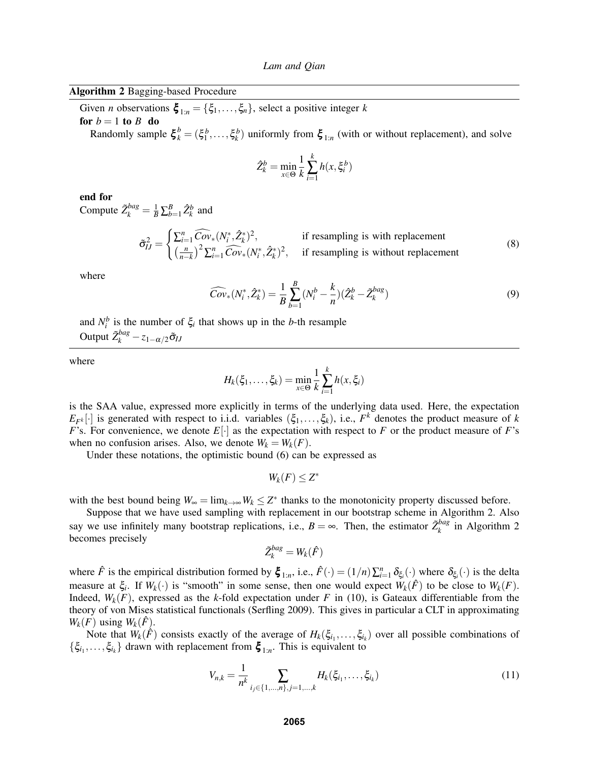**Algorithm 2** Bagging-based Procedure

Given $n$ observations $\boldsymbol{\xi}_{1:n} = \{\xi_1, \ldots, \xi_n\}$, select a positive integer $k$

**for** $b = 1$ **to** $B$ **do**

Randomly sample $\boldsymbol{\xi}_k^b = (\xi_1^b, \ldots, \xi_k^b)$ uniformly from $\boldsymbol{\xi}_{1:n}$ (with or without replacement), and solve

$$\hat{Z}_k^b = \min_{x \in \Theta} \frac{1}{k} \sum_{i=1}^{k} h(x, \xi_i^b)$$

**end for**

Compute $\tilde{Z}_k^{bag} = \frac{1}{B} \sum_{b=1}^{B} \hat{Z}_k^b$ and

$$\tilde{\sigma}_{IJ}^2 = \begin{cases} \sum_{i=1}^{n} \widehat{Cov}_*(N_i^*, \hat{Z}_k^*)^2, & \text{if resampling is with replacement} \\ \left(\frac{n}{n-k}\right)^2 \sum_{i=1}^{n} \widehat{Cov}_*(N_i^*, \hat{Z}_k^*)^2, & \text{if resampling is without replacement} \end{cases} \tag{8}$$

where

$$\widehat{Cov}_*(N_i^*, \hat{Z}_k^*) = \frac{1}{B} \sum_{b=1}^{B} (N_i^b - \frac{k}{n})(\hat{Z}_k^b - \tilde{Z}_k^{bag}) \tag{9}$$

and $N_i^b$ is the number of $\xi_i$ that shows up in the $b$-th resample

Output $\tilde{Z}_k^{bag} - z_{1-\alpha/2} \tilde{\sigma}_{IJ}$

---

where

$$H_k(\xi_1, \ldots, \xi_k) = \min_{x \in \Theta} \frac{1}{k} \sum_{i=1}^{k} h(x, \xi_i)$$

is the SAA value, expressed more explicitly in terms of the underlying data used. Here, the expectation $E_{F^k}[\cdot]$ is generated with respect to i.i.d. variables $(\xi_1, \ldots, \xi_k)$, i.e., $F^k$ denotes the product measure of $k$ $F$'s. For convenience, we denote $E[\cdot]$ as the expectation with respect to $F$ or the product measure of $F$'s when no confusion arises. Also, we denote $W_k = W_k(F)$.

Under these notations, the optimistic bound (6) can be expressed as

$$W_k(F) \leq Z^*$$

with the best bound being $W_\infty = \lim_{k \to \infty} W_k \leq Z^*$ thanks to the monotonicity property discussed before.

Suppose that we have used sampling with replacement in our bootstrap scheme in Algorithm 2. Also say we use infinitely many bootstrap replications, i.e., $B = \infty$. Then, the estimator $\tilde{Z}_k^{bag}$ in Algorithm 2 becomes precisely

$$\tilde{Z}_k^{bag} = W_k(\hat{F})$$

where $\hat{F}$ is the empirical distribution formed by $\boldsymbol{\xi}_{1:n}$, i.e., $\hat{F}(\cdot) = (1/n) \sum_{i=1}^{n} \delta_{\xi_i}(\cdot)$ where $\delta_{\xi_i}(\cdot)$ is the delta measure at $\xi_i$. If $W_k(\cdot)$ is "smooth" in some sense, then one would expect $W_k(\hat{F})$ to be close to $W_k(F)$. Indeed, $W_k(F)$, expressed as the $k$-fold expectation under $F$ in (10), is Gateaux differentiable from the theory of von Mises statistical functionals (Serfling 2009). This gives in particular a CLT in approximating $W_k(F)$ using $W_k(\hat{F})$.

Note that $W_k(\hat{F})$ consists exactly of the average of $H_k(\xi_{i_1}, \ldots, \xi_{i_k})$ over all possible combinations of $\{\xi_{i_1}, \ldots, \xi_{i_k}\}$ drawn with replacement from $\boldsymbol{\xi}_{1:n}$. This is equivalent to

$$V_{n,k} = \frac{1}{n^k} \sum_{i_j \in \{1, \ldots, n\}, j=1, \ldots, k} H_k(\xi_{i_1}, \ldots, \xi_{i_k}) \tag{11}$$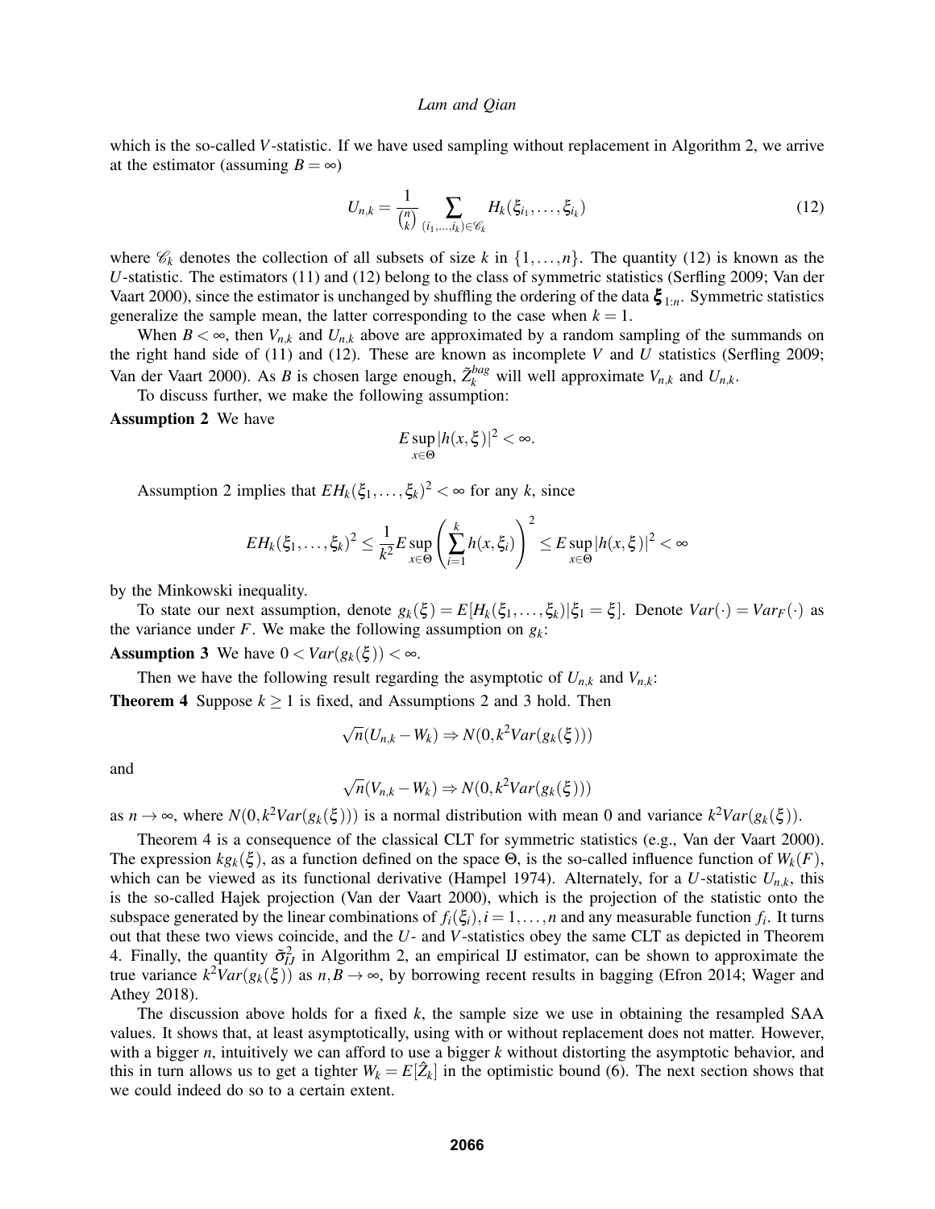which is the so-called $V$-statistic. If we have used sampling without replacement in Algorithm 2, we arrive at the estimator (assuming $B = \infty$)

$$U_{n,k} = \frac{1}{\binom{n}{k}} \sum_{(i_1,\dots,i_k)\in\mathscr{C}_k} H_k(\xi_{i_1},\dots,\xi_{i_k}) \tag{12}$$

where $\mathscr{C}_k$ denotes the collection of all subsets of size $k$ in $\{1,\dots,n\}$. The quantity (12) is known as the $U$-statistic. The estimators (11) and (12) belong to the class of symmetric statistics (Serfling 2009; Van der Vaart 2000), since the estimator is unchanged by shuffling the ordering of the data $\boldsymbol{\xi}_{1:n}$. Symmetric statistics generalize the sample mean, the latter corresponding to the case when $k = 1$.

When $B < \infty$, then $V_{n,k}$ and $U_{n,k}$ above are approximated by a random sampling of the summands on the right hand side of (11) and (12). These are known as incomplete $V$ and $U$ statistics (Serfling 2009; Van der Vaart 2000). As $B$ is chosen large enough, $\tilde{Z}_k^{bag}$ will well approximate $V_{n,k}$ and $U_{n,k}$.

To discuss further, we make the following assumption:

**Assumption 2** We have

$$E \sup_{x\in\Theta} |h(x,\xi)|^2 < \infty.$$

Assumption 2 implies that $EH_k(\xi_1,\dots,\xi_k)^2 < \infty$ for any $k$, since

$$EH_k(\xi_1,\dots,\xi_k)^2 \le \frac{1}{k^2} E \sup_{x\in\Theta}\left(\sum_{i=1}^k h(x,\xi_i)\right)^2 \le E\sup_{x\in\Theta}|h(x,\xi)|^2 < \infty$$

by the Minkowski inequality.

To state our next assumption, denote $g_k(\xi) = E[H_k(\xi_1,\dots,\xi_k)|\xi_1 = \xi]$. Denote $Var(\cdot) = Var_F(\cdot)$ as the variance under $F$. We make the following assumption on $g_k$:

**Assumption 3** We have $0 < Var(g_k(\xi)) < \infty$.

Then we have the following result regarding the asymptotic of $U_{n,k}$ and $V_{n,k}$:

**Theorem 4** Suppose $k \ge 1$ is fixed, and Assumptions 2 and 3 hold. Then

$$\sqrt{n}(U_{n,k} - W_k) \Rightarrow N(0, k^2 Var(g_k(\xi)))$$

and

$$\sqrt{n}(V_{n,k} - W_k) \Rightarrow N(0, k^2 Var(g_k(\xi)))$$

as $n \to \infty$, where $N(0,k^2Var(g_k(\xi)))$ is a normal distribution with mean 0 and variance $k^2Var(g_k(\xi))$.

Theorem 4 is a consequence of the classical CLT for symmetric statistics (e.g., Van der Vaart 2000). The expression $kg_k(\xi)$, as a function defined on the space $\Theta$, is the so-called influence function of $W_k(F)$, which can be viewed as its functional derivative (Hampel 1974). Alternately, for a $U$-statistic $U_{n,k}$, this is the so-called Hajek projection (Van der Vaart 2000), which is the projection of the statistic onto the subspace generated by the linear combinations of $f_i(\xi_i), i = 1,\dots,n$ and any measurable function $f_i$. It turns out that these two views coincide, and the $U$- and $V$-statistics obey the same CLT as depicted in Theorem 4. Finally, the quantity $\tilde{\sigma}_{IJ}^2$ in Algorithm 2, an empirical IJ estimator, can be shown to approximate the true variance $k^2Var(g_k(\xi))$ as $n, B \to \infty$, by borrowing recent results in bagging (Efron 2014; Wager and Athey 2018).

The discussion above holds for a fixed $k$, the sample size we use in obtaining the resampled SAA values. It shows that, at least asymptotically, using with or without replacement does not matter. However, with a bigger $n$, intuitively we can afford to use a bigger $k$ without distorting the asymptotic behavior, and this in turn allows us to get a tighter $W_k = E[\hat{Z}_k]$ in the optimistic bound (6). The next section shows that we could indeed do so to a certain extent.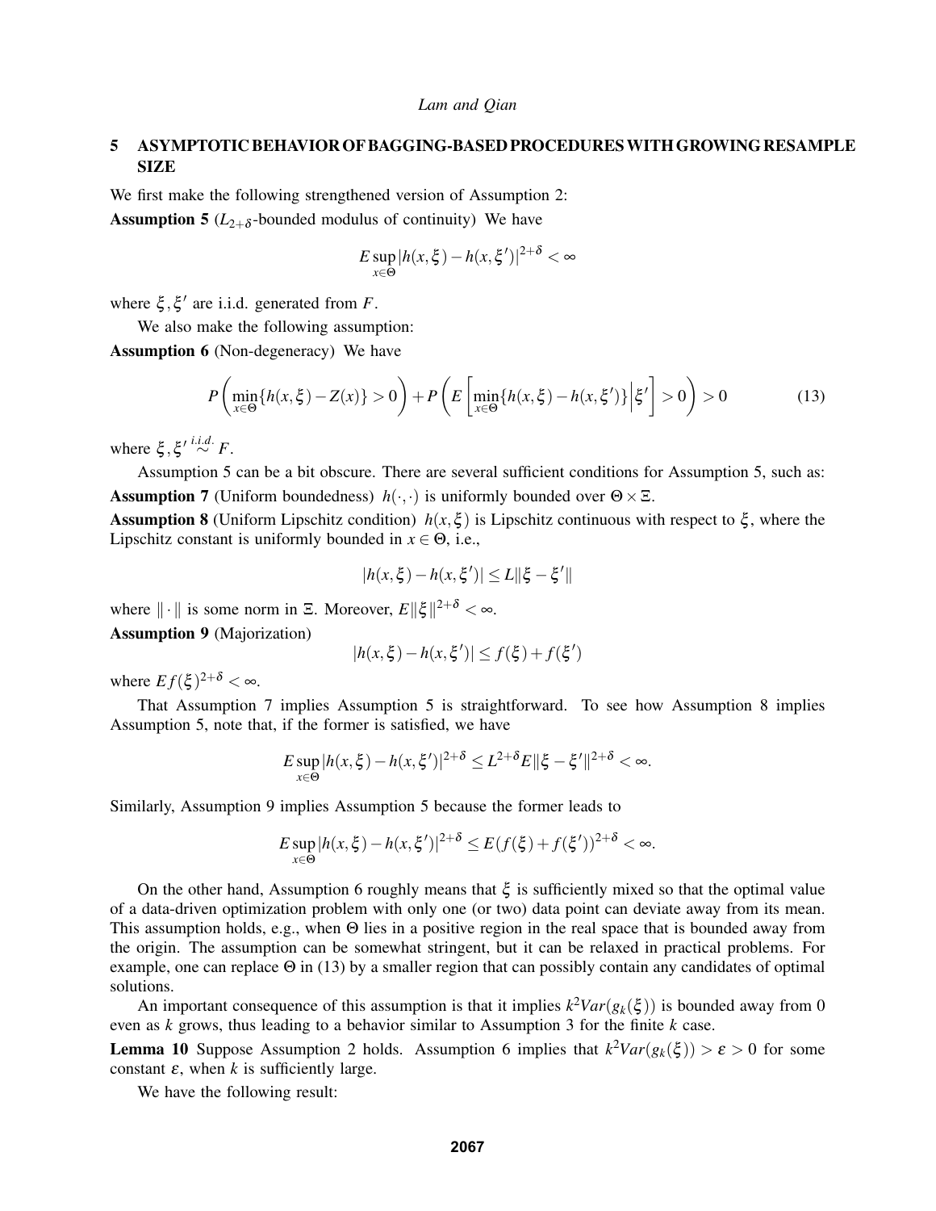## 5 ASYMPTOTIC BEHAVIOR OF BAGGING-BASED PROCEDURES WITH GROWING RESAMPLE SIZE

We first make the following strengthened version of Assumption 2:

**Assumption 5** ($L_{2+\delta}$-bounded modulus of continuity) We have

$$E\sup_{x\in\Theta}|h(x,\xi)-h(x,\xi')|^{2+\delta}<\infty$$

where $\xi,\xi'$ are i.i.d. generated from $F$.

We also make the following assumption:

**Assumption 6** (Non-degeneracy) We have

$$P\left(\min_{x\in\Theta}\{h(x,\xi)-Z(x)\}>0\right)+P\left(E\left[\min_{x\in\Theta}\{h(x,\xi)-h(x,\xi')\}\Big|\xi'\right]>0\right)>0 \tag{13}$$

where $\xi,\xi'\overset{i.i.d.}{\sim}F$.

Assumption 5 can be a bit obscure. There are several sufficient conditions for Assumption 5, such as:

**Assumption 7** (Uniform boundedness) $h(\cdot,\cdot)$ is uniformly bounded over $\Theta\times\Xi$.

**Assumption 8** (Uniform Lipschitz condition) $h(x,\xi)$ is Lipschitz continuous with respect to $\xi$, where the Lipschitz constant is uniformly bounded in $x\in\Theta$, i.e.,

$$|h(x,\xi)-h(x,\xi')|\leq L\|\xi-\xi'\|$$

where $\|\cdot\|$ is some norm in $\Xi$. Moreover, $E\|\xi\|^{2+\delta}<\infty$.

**Assumption 9** (Majorization)

$$|h(x,\xi)-h(x,\xi')|\leq f(\xi)+f(\xi')$$

where $Ef(\xi)^{2+\delta}<\infty$.

That Assumption 7 implies Assumption 5 is straightforward. To see how Assumption 8 implies Assumption 5, note that, if the former is satisfied, we have

$$E\sup_{x\in\Theta}|h(x,\xi)-h(x,\xi')|^{2+\delta}\leq L^{2+\delta}E\|\xi-\xi'\|^{2+\delta}<\infty.$$

Similarly, Assumption 9 implies Assumption 5 because the former leads to

$$E\sup_{x\in\Theta}|h(x,\xi)-h(x,\xi')|^{2+\delta}\leq E(f(\xi)+f(\xi'))^{2+\delta}<\infty.$$

On the other hand, Assumption 6 roughly means that $\xi$ is sufficiently mixed so that the optimal value of a data-driven optimization problem with only one (or two) data point can deviate away from its mean. This assumption holds, e.g., when $\Theta$ lies in a positive region in the real space that is bounded away from the origin. The assumption can be somewhat stringent, but it can be relaxed in practical problems. For example, one can replace $\Theta$ in (13) by a smaller region that can possibly contain any candidates of optimal solutions.

An important consequence of this assumption is that it implies $k^2Var(g_k(\xi))$ is bounded away from 0 even as $k$ grows, thus leading to a behavior similar to Assumption 3 for the finite $k$ case.

**Lemma 10** Suppose Assumption 2 holds. Assumption 6 implies that $k^2Var(g_k(\xi))>\varepsilon>0$ for some constant $\varepsilon$, when $k$ is sufficiently large.

We have the following result: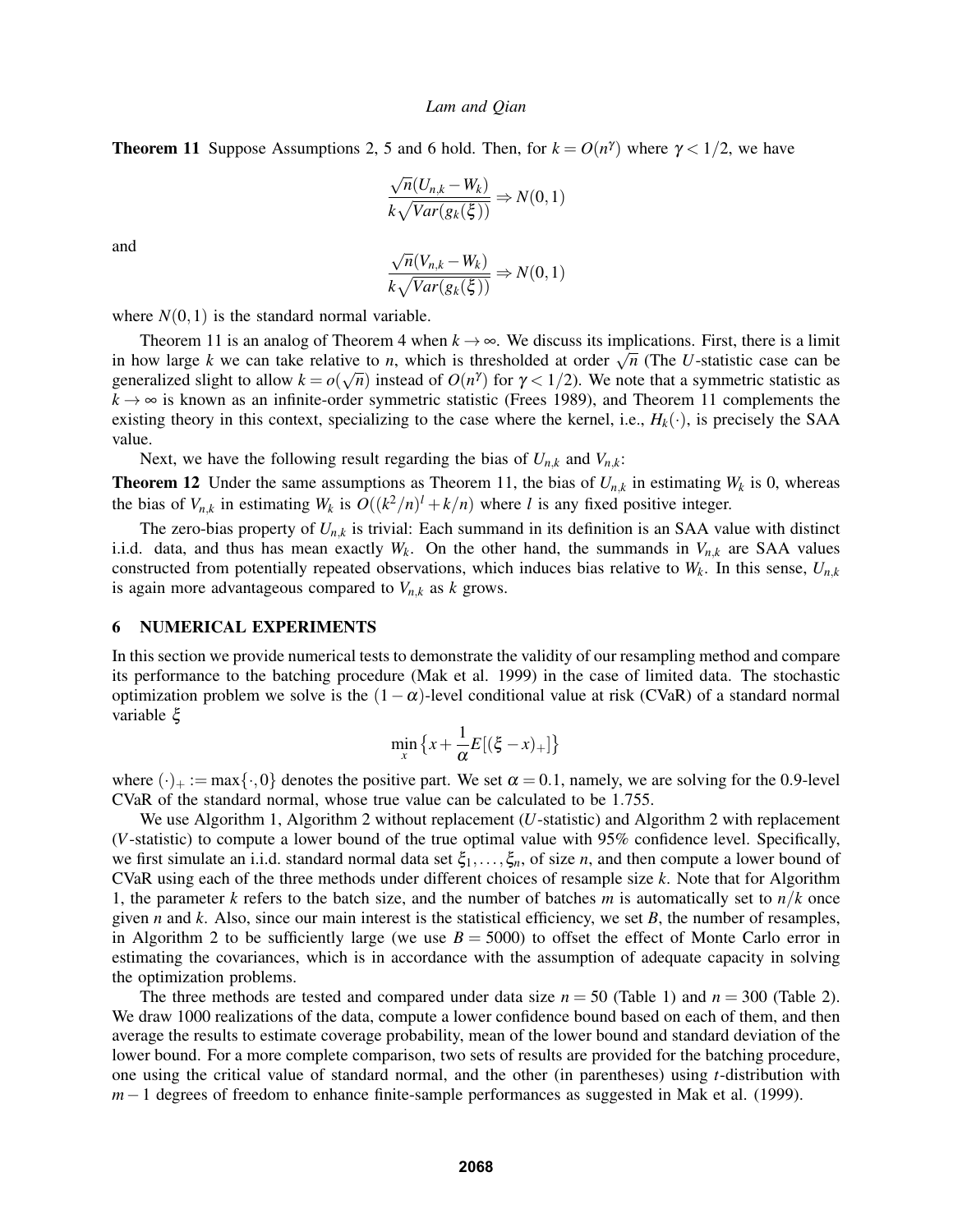**Theorem 11** Suppose Assumptions 2, 5 and 6 hold. Then, for $k = O(n^\gamma)$ where $\gamma < 1/2$, we have

$$\frac{\sqrt{n}(U_{n,k} - W_k)}{k\sqrt{Var(g_k(\xi))}} \Rightarrow N(0,1)$$

and

$$\frac{\sqrt{n}(V_{n,k} - W_k)}{k\sqrt{Var(g_k(\xi))}} \Rightarrow N(0,1)$$

where $N(0,1)$ is the standard normal variable.

Theorem 11 is an analog of Theorem 4 when $k \to \infty$. We discuss its implications. First, there is a limit in how large $k$ we can take relative to $n$, which is thresholded at order $\sqrt{n}$ (The $U$-statistic case can be generalized slight to allow $k = o(\sqrt{n})$ instead of $O(n^\gamma)$ for $\gamma < 1/2$). We note that a symmetric statistic as $k \to \infty$ is known as an infinite-order symmetric statistic (Frees 1989), and Theorem 11 complements the existing theory in this context, specializing to the case where the kernel, i.e., $H_k(\cdot)$, is precisely the SAA value.

Next, we have the following result regarding the bias of $U_{n,k}$ and $V_{n,k}$:

**Theorem 12** Under the same assumptions as Theorem 11, the bias of $U_{n,k}$ in estimating $W_k$ is 0, whereas the bias of $V_{n,k}$ in estimating $W_k$ is $O((k^2/n)^l + k/n)$ where $l$ is any fixed positive integer.

The zero-bias property of $U_{n,k}$ is trivial: Each summand in its definition is an SAA value with distinct i.i.d. data, and thus has mean exactly $W_k$. On the other hand, the summands in $V_{n,k}$ are SAA values constructed from potentially repeated observations, which induces bias relative to $W_k$. In this sense, $U_{n,k}$ is again more advantageous compared to $V_{n,k}$ as $k$ grows.

## 6 NUMERICAL EXPERIMENTS

In this section we provide numerical tests to demonstrate the validity of our resampling method and compare its performance to the batching procedure (Mak et al. 1999) in the case of limited data. The stochastic optimization problem we solve is the $(1-\alpha)$-level conditional value at risk (CVaR) of a standard normal variable $\xi$

$$\min_x \left\{ x + \frac{1}{\alpha} E[(\xi - x)_+] \right\}$$

where $(\cdot)_+ := \max\{\cdot, 0\}$ denotes the positive part. We set $\alpha = 0.1$, namely, we are solving for the 0.9-level CVaR of the standard normal, whose true value can be calculated to be 1.755.

We use Algorithm 1, Algorithm 2 without replacement ($U$-statistic) and Algorithm 2 with replacement ($V$-statistic) to compute a lower bound of the true optimal value with 95% confidence level. Specifically, we first simulate an i.i.d. standard normal data set $\xi_1, \ldots, \xi_n$, of size $n$, and then compute a lower bound of CVaR using each of the three methods under different choices of resample size $k$. Note that for Algorithm 1, the parameter $k$ refers to the batch size, and the number of batches $m$ is automatically set to $n/k$ once given $n$ and $k$. Also, since our main interest is the statistical efficiency, we set $B$, the number of resamples, in Algorithm 2 to be sufficiently large (we use $B = 5000$) to offset the effect of Monte Carlo error in estimating the covariances, which is in accordance with the assumption of adequate capacity in solving the optimization problems.

The three methods are tested and compared under data size $n = 50$ (Table 1) and $n = 300$ (Table 2). We draw 1000 realizations of the data, compute a lower confidence bound based on each of them, and then average the results to estimate coverage probability, mean of the lower bound and standard deviation of the lower bound. For a more complete comparison, two sets of results are provided for the batching procedure, one using the critical value of standard normal, and the other (in parentheses) using $t$-distribution with $m-1$ degrees of freedom to enhance finite-sample performances as suggested in Mak et al. (1999).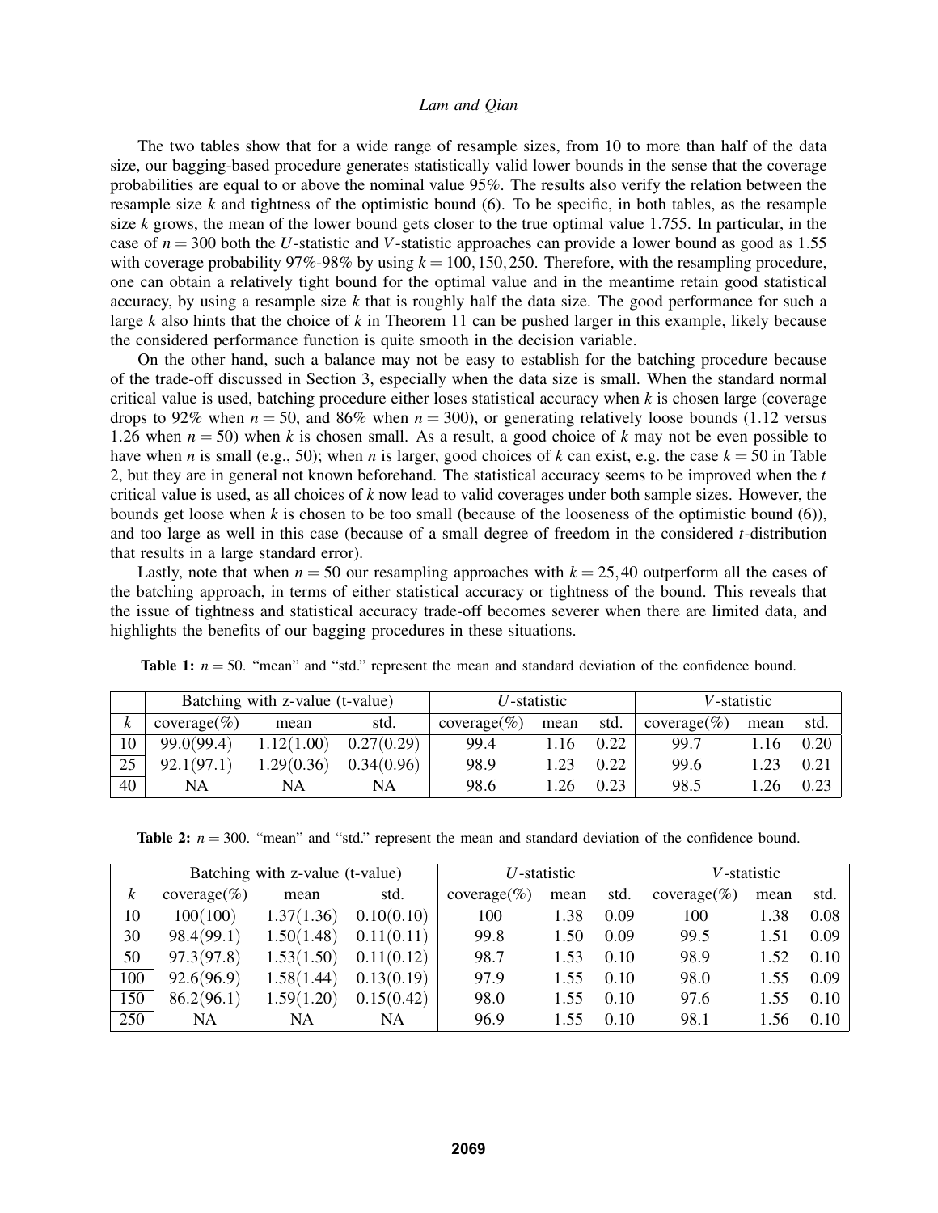The two tables show that for a wide range of resample sizes, from 10 to more than half of the data size, our bagging-based procedure generates statistically valid lower bounds in the sense that the coverage probabilities are equal to or above the nominal value 95%. The results also verify the relation between the resample size $k$ and tightness of the optimistic bound (6). To be specific, in both tables, as the resample size $k$ grows, the mean of the lower bound gets closer to the true optimal value 1.755. In particular, in the case of $n = 300$ both the $U$-statistic and $V$-statistic approaches can provide a lower bound as good as 1.55 with coverage probability 97%-98% by using $k = 100, 150, 250$. Therefore, with the resampling procedure, one can obtain a relatively tight bound for the optimal value and in the meantime retain good statistical accuracy, by using a resample size $k$ that is roughly half the data size. The good performance for such a large $k$ also hints that the choice of $k$ in Theorem 11 can be pushed larger in this example, likely because the considered performance function is quite smooth in the decision variable.

On the other hand, such a balance may not be easy to establish for the batching procedure because of the trade-off discussed in Section 3, especially when the data size is small. When the standard normal critical value is used, batching procedure either loses statistical accuracy when $k$ is chosen large (coverage drops to 92% when $n = 50$, and 86% when $n = 300$), or generating relatively loose bounds (1.12 versus 1.26 when $n = 50$) when $k$ is chosen small. As a result, a good choice of $k$ may not be even possible to have when $n$ is small (e.g., 50); when $n$ is larger, good choices of $k$ can exist, e.g. the case $k = 50$ in Table 2, but they are in general not known beforehand. The statistical accuracy seems to be improved when the $t$ critical value is used, as all choices of $k$ now lead to valid coverages under both sample sizes. However, the bounds get loose when $k$ is chosen to be too small (because of the looseness of the optimistic bound (6)), and too large as well in this case (because of a small degree of freedom in the considered $t$-distribution that results in a large standard error).

Lastly, note that when $n = 50$ our resampling approaches with $k = 25, 40$ outperform all the cases of the batching approach, in terms of either statistical accuracy or tightness of the bound. This reveals that the issue of tightness and statistical accuracy trade-off becomes severer when there are limited data, and highlights the benefits of our bagging procedures in these situations.

**Table 1:** $n = 50$. "mean" and "std." represent the mean and standard deviation of the confidence bound.

| | Batching with z-value (t-value) | | | $U$-statistic | | | $V$-statistic | | |
|---|---|---|---|---|---|---|---|---|---|
| $k$ | coverage(%) | mean | std. | coverage(%) | mean | std. | coverage(%) | mean | std. |
| 10 | 99.0(99.4) | 1.12(1.00) | 0.27(0.29) | 99.4 | 1.16 | 0.22 | 99.7 | 1.16 | 0.20 |
| 25 | 92.1(97.1) | 1.29(0.36) | 0.34(0.96) | 98.9 | 1.23 | 0.22 | 99.6 | 1.23 | 0.21 |
| 40 | NA | NA | NA | 98.6 | 1.26 | 0.23 | 98.5 | 1.26 | 0.23 |

**Table 2:** $n = 300$. "mean" and "std." represent the mean and standard deviation of the confidence bound.

| | Batching with z-value (t-value) | | | $U$-statistic | | | $V$-statistic | | |
|---|---|---|---|---|---|---|---|---|---|
| $k$ | coverage(%) | mean | std. | coverage(%) | mean | std. | coverage(%) | mean | std. |
| 10 | 100(100) | 1.37(1.36) | 0.10(0.10) | 100 | 1.38 | 0.09 | 100 | 1.38 | 0.08 |
| 30 | 98.4(99.1) | 1.50(1.48) | 0.11(0.11) | 99.8 | 1.50 | 0.09 | 99.5 | 1.51 | 0.09 |
| 50 | 97.3(97.8) | 1.53(1.50) | 0.11(0.12) | 98.7 | 1.53 | 0.10 | 98.9 | 1.52 | 0.10 |
| 100 | 92.6(96.9) | 1.58(1.44) | 0.13(0.19) | 97.9 | 1.55 | 0.10 | 98.0 | 1.55 | 0.09 |
| 150 | 86.2(96.1) | 1.59(1.20) | 0.15(0.42) | 98.0 | 1.55 | 0.10 | 97.6 | 1.55 | 0.10 |
| 250 | NA | NA | NA | 96.9 | 1.55 | 0.10 | 98.1 | 1.56 | 0.10 |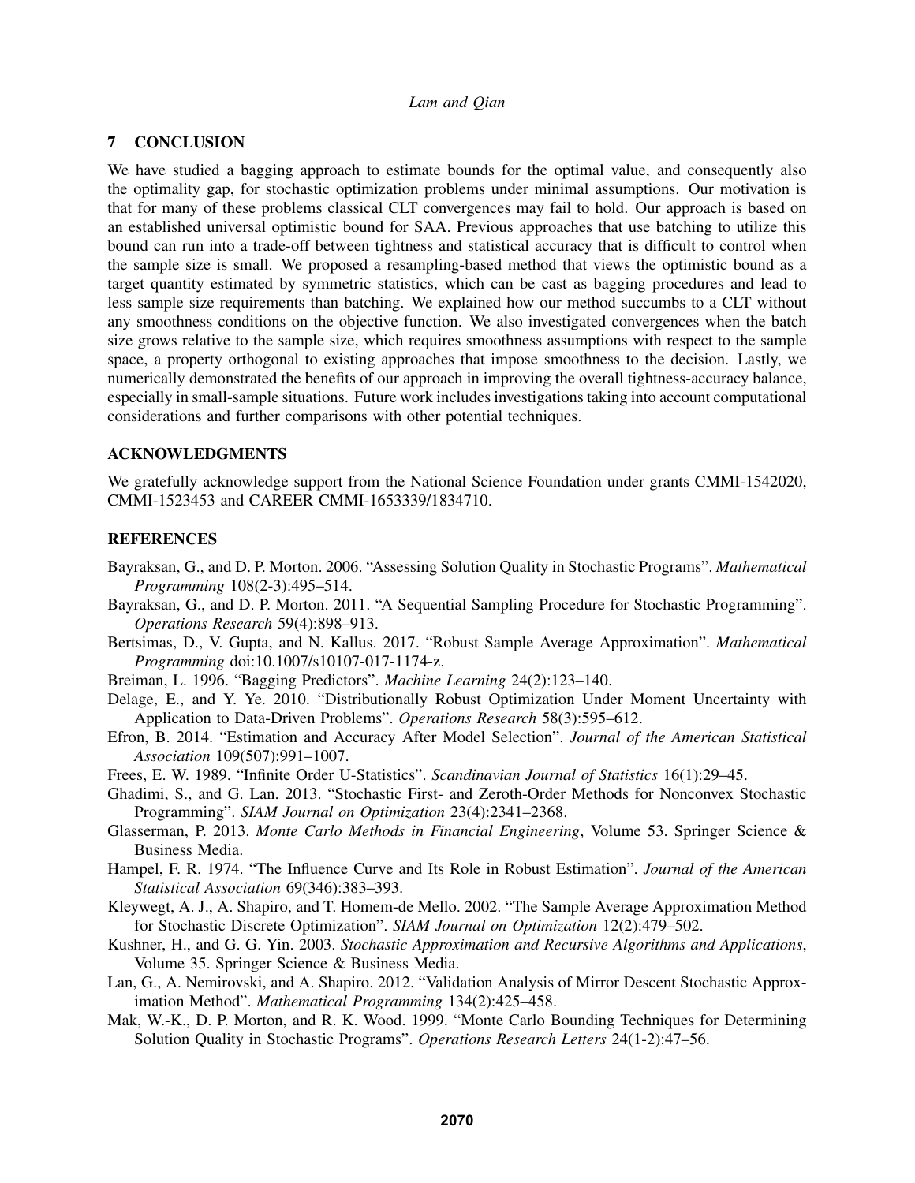## 7 CONCLUSION

We have studied a bagging approach to estimate bounds for the optimal value, and consequently also the optimality gap, for stochastic optimization problems under minimal assumptions. Our motivation is that for many of these problems classical CLT convergences may fail to hold. Our approach is based on an established universal optimistic bound for SAA. Previous approaches that use batching to utilize this bound can run into a trade-off between tightness and statistical accuracy that is difficult to control when the sample size is small. We proposed a resampling-based method that views the optimistic bound as a target quantity estimated by symmetric statistics, which can be cast as bagging procedures and lead to less sample size requirements than batching. We explained how our method succumbs to a CLT without any smoothness conditions on the objective function. We also investigated convergences when the batch size grows relative to the sample size, which requires smoothness assumptions with respect to the sample space, a property orthogonal to existing approaches that impose smoothness to the decision. Lastly, we numerically demonstrated the benefits of our approach in improving the overall tightness-accuracy balance, especially in small-sample situations. Future work includes investigations taking into account computational considerations and further comparisons with other potential techniques.

## ACKNOWLEDGMENTS

We gratefully acknowledge support from the National Science Foundation under grants CMMI-1542020, CMMI-1523453 and CAREER CMMI-1653339/1834710.

## REFERENCES

Bayraksan, G., and D. P. Morton. 2006. "Assessing Solution Quality in Stochastic Programs". *Mathematical Programming* 108(2-3):495–514.

Bayraksan, G., and D. P. Morton. 2011. "A Sequential Sampling Procedure for Stochastic Programming". *Operations Research* 59(4):898–913.

Bertsimas, D., V. Gupta, and N. Kallus. 2017. "Robust Sample Average Approximation". *Mathematical Programming* doi:10.1007/s10107-017-1174-z.

Breiman, L. 1996. "Bagging Predictors". *Machine Learning* 24(2):123–140.

Delage, E., and Y. Ye. 2010. "Distributionally Robust Optimization Under Moment Uncertainty with Application to Data-Driven Problems". *Operations Research* 58(3):595–612.

Efron, B. 2014. "Estimation and Accuracy After Model Selection". *Journal of the American Statistical Association* 109(507):991–1007.

Frees, E. W. 1989. "Infinite Order U-Statistics". *Scandinavian Journal of Statistics* 16(1):29–45.

Ghadimi, S., and G. Lan. 2013. "Stochastic First- and Zeroth-Order Methods for Nonconvex Stochastic Programming". *SIAM Journal on Optimization* 23(4):2341–2368.

Glasserman, P. 2013. *Monte Carlo Methods in Financial Engineering*, Volume 53. Springer Science & Business Media.

Hampel, F. R. 1974. "The Influence Curve and Its Role in Robust Estimation". *Journal of the American Statistical Association* 69(346):383–393.

Kleywegt, A. J., A. Shapiro, and T. Homem-de Mello. 2002. "The Sample Average Approximation Method for Stochastic Discrete Optimization". *SIAM Journal on Optimization* 12(2):479–502.

Kushner, H., and G. G. Yin. 2003. *Stochastic Approximation and Recursive Algorithms and Applications*, Volume 35. Springer Science & Business Media.

Lan, G., A. Nemirovski, and A. Shapiro. 2012. "Validation Analysis of Mirror Descent Stochastic Approximation Method". *Mathematical Programming* 134(2):425–458.

Mak, W.-K., D. P. Morton, and R. K. Wood. 1999. "Monte Carlo Bounding Techniques for Determining Solution Quality in Stochastic Programs". *Operations Research Letters* 24(1-2):47–56.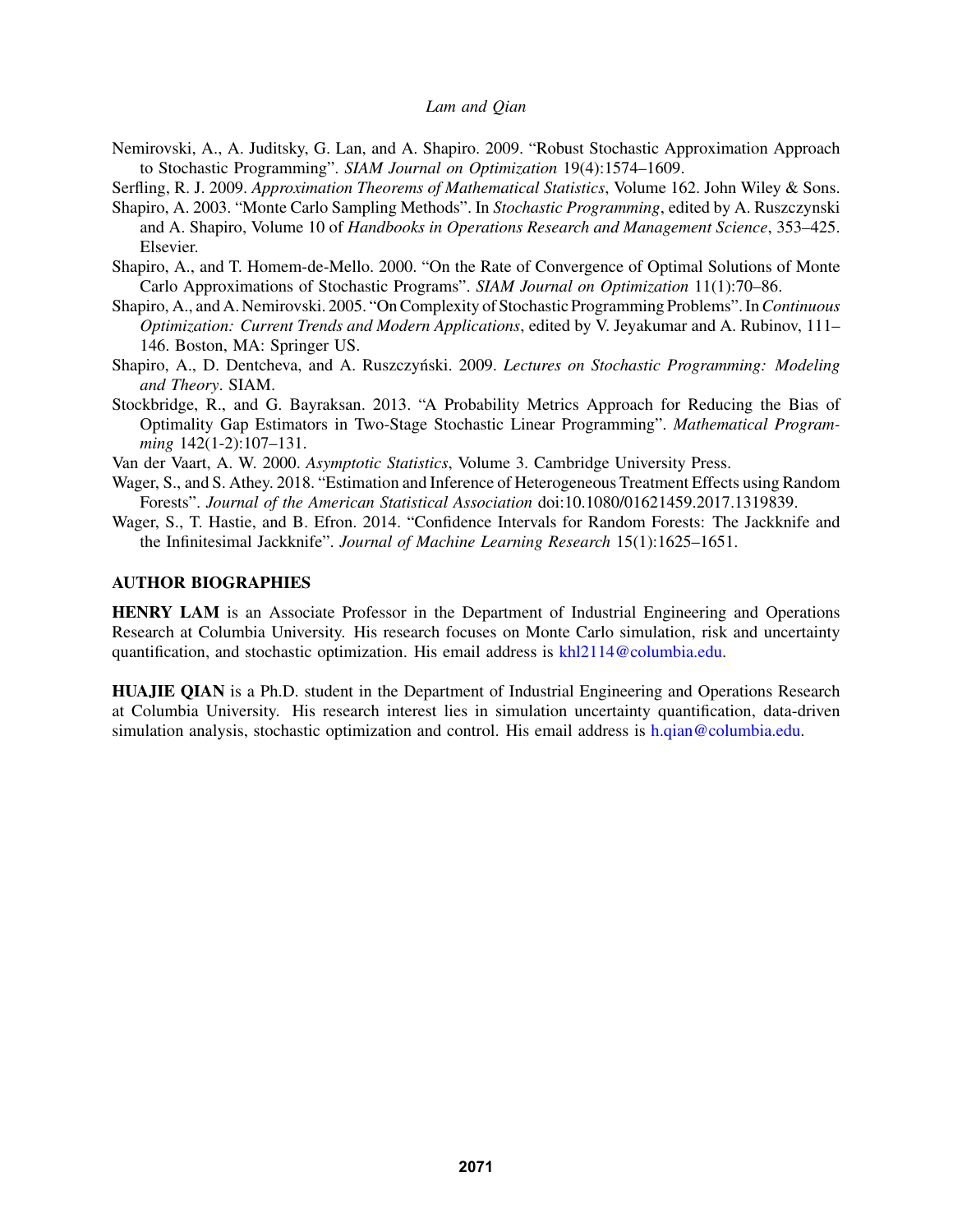Nemirovski, A., A. Juditsky, G. Lan, and A. Shapiro. 2009. "Robust Stochastic Approximation Approach to Stochastic Programming". *SIAM Journal on Optimization* 19(4):1574–1609.

Serfling, R. J. 2009. *Approximation Theorems of Mathematical Statistics*, Volume 162. John Wiley & Sons.

Shapiro, A. 2003. "Monte Carlo Sampling Methods". In *Stochastic Programming*, edited by A. Ruszczynski and A. Shapiro, Volume 10 of *Handbooks in Operations Research and Management Science*, 353–425. Elsevier.

Shapiro, A., and T. Homem-de-Mello. 2000. "On the Rate of Convergence of Optimal Solutions of Monte Carlo Approximations of Stochastic Programs". *SIAM Journal on Optimization* 11(1):70–86.

Shapiro, A., and A. Nemirovski. 2005. "On Complexity of Stochastic Programming Problems". In *Continuous Optimization: Current Trends and Modern Applications*, edited by V. Jeyakumar and A. Rubinov, 111–146. Boston, MA: Springer US.

Shapiro, A., D. Dentcheva, and A. Ruszczyński. 2009. *Lectures on Stochastic Programming: Modeling and Theory*. SIAM.

Stockbridge, R., and G. Bayraksan. 2013. "A Probability Metrics Approach for Reducing the Bias of Optimality Gap Estimators in Two-Stage Stochastic Linear Programming". *Mathematical Programming* 142(1-2):107–131.

Van der Vaart, A. W. 2000. *Asymptotic Statistics*, Volume 3. Cambridge University Press.

Wager, S., and S. Athey. 2018. "Estimation and Inference of Heterogeneous Treatment Effects using Random Forests". *Journal of the American Statistical Association* doi:10.1080/01621459.2017.1319839.

Wager, S., T. Hastie, and B. Efron. 2014. "Confidence Intervals for Random Forests: The Jackknife and the Infinitesimal Jackknife". *Journal of Machine Learning Research* 15(1):1625–1651.

## AUTHOR BIOGRAPHIES

**HENRY LAM** is an Associate Professor in the Department of Industrial Engineering and Operations Research at Columbia University. His research focuses on Monte Carlo simulation, risk and uncertainty quantification, and stochastic optimization. His email address is khl2114@columbia.edu.

**HUAJIE QIAN** is a Ph.D. student in the Department of Industrial Engineering and Operations Research at Columbia University. His research interest lies in simulation uncertainty quantification, data-driven simulation analysis, stochastic optimization and control. His email address is h.qian@columbia.edu.